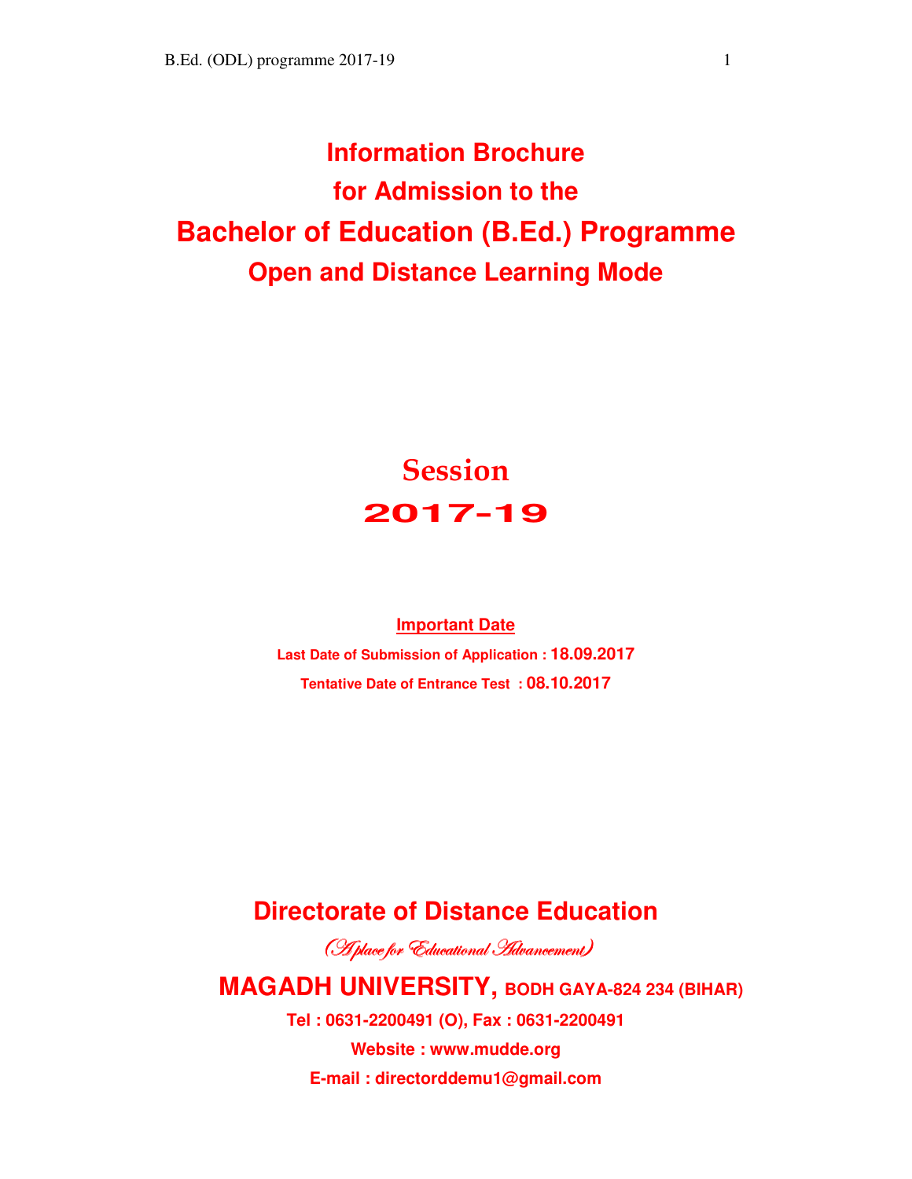# Information Brochure
# for Admission to the
# Bachelor of Education (B.Ed.) Programme
## Open and Distance Learning Mode

## Session
## 2017-19

**Important Date**

**Last Date of Submission of Application : 18.09.2017**

**Tentative Date of Entrance Test : 08.10.2017**

## Directorate of Distance Education

*(A place for Educational Advancement)*

## MAGADH UNIVERSITY, BODH GAYA-824 234 (BIHAR)

**Tel : 0631-2200491 (O), Fax : 0631-2200491**

**Website : www.mudde.org**

**E-mail : directorddemu1@gmail.com**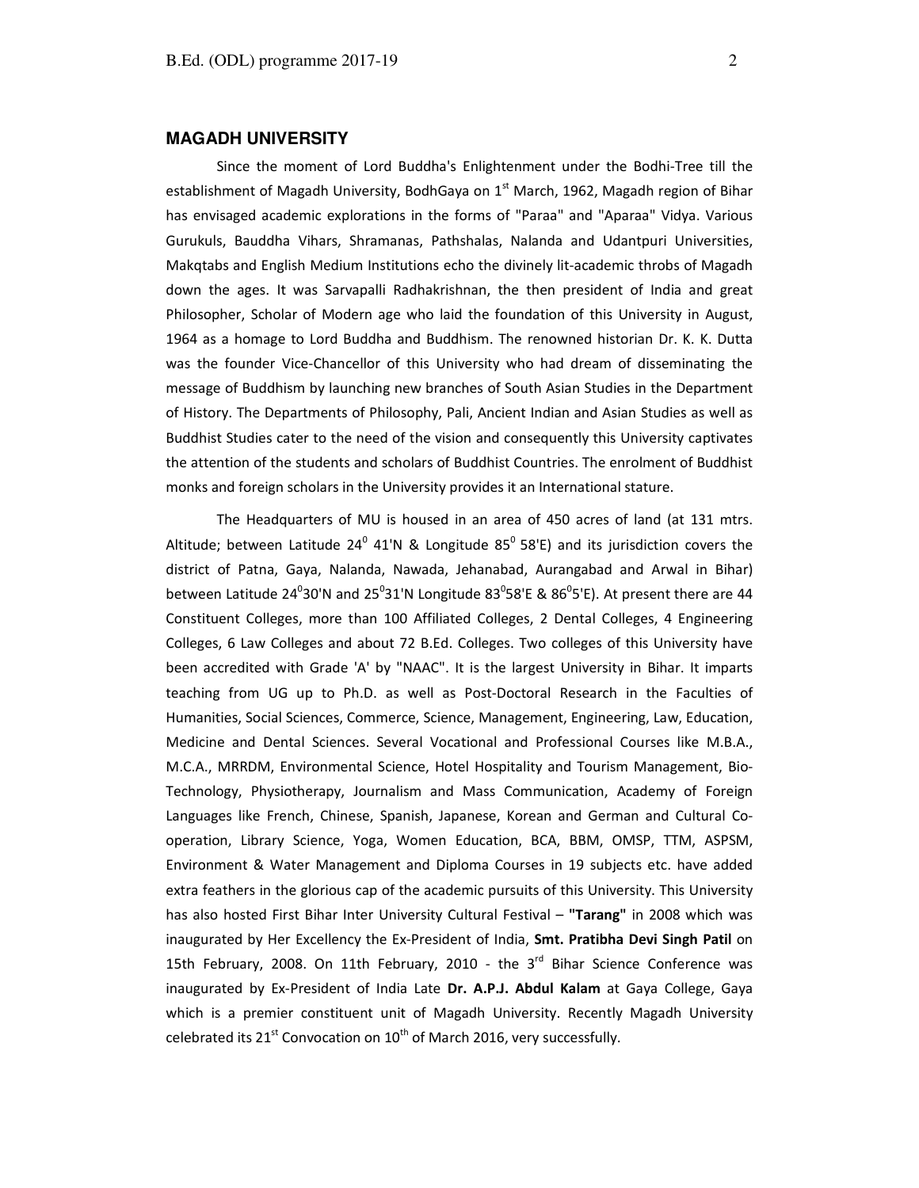## MAGADH UNIVERSITY

Since the moment of Lord Buddha's Enlightenment under the Bodhi-Tree till the establishment of Magadh University, BodhGaya on 1st March, 1962, Magadh region of Bihar has envisaged academic explorations in the forms of "Paraa" and "Aparaa" Vidya. Various Gurukuls, Bauddha Vihars, Shramanas, Pathshalas, Nalanda and Udantpuri Universities, Makqtabs and English Medium Institutions echo the divinely lit-academic throbs of Magadh down the ages. It was Sarvapalli Radhakrishnan, the then president of India and great Philosopher, Scholar of Modern age who laid the foundation of this University in August, 1964 as a homage to Lord Buddha and Buddhism. The renowned historian Dr. K. K. Dutta was the founder Vice-Chancellor of this University who had dream of disseminating the message of Buddhism by launching new branches of South Asian Studies in the Department of History. The Departments of Philosophy, Pali, Ancient Indian and Asian Studies as well as Buddhist Studies cater to the need of the vision and consequently this University captivates the attention of the students and scholars of Buddhist Countries. The enrolment of Buddhist monks and foreign scholars in the University provides it an International stature.

The Headquarters of MU is housed in an area of 450 acres of land (at 131 mtrs. Altitude; between Latitude $24^0$ 41'N & Longitude $85^0$ 58'E) and its jurisdiction covers the district of Patna, Gaya, Nalanda, Nawada, Jehanabad, Aurangabad and Arwal in Bihar) between Latitude $24^0$30'N and $25^0$31'N Longitude $83^0$58'E & $86^0$5'E). At present there are 44 Constituent Colleges, more than 100 Affiliated Colleges, 2 Dental Colleges, 4 Engineering Colleges, 6 Law Colleges and about 72 B.Ed. Colleges. Two colleges of this University have been accredited with Grade 'A' by "NAAC". It is the largest University in Bihar. It imparts teaching from UG up to Ph.D. as well as Post-Doctoral Research in the Faculties of Humanities, Social Sciences, Commerce, Science, Management, Engineering, Law, Education, Medicine and Dental Sciences. Several Vocational and Professional Courses like M.B.A., M.C.A., MRRDM, Environmental Science, Hotel Hospitality and Tourism Management, Bio-Technology, Physiotherapy, Journalism and Mass Communication, Academy of Foreign Languages like French, Chinese, Spanish, Japanese, Korean and German and Cultural Co-operation, Library Science, Yoga, Women Education, BCA, BBM, OMSP, TTM, ASPSM, Environment & Water Management and Diploma Courses in 19 subjects etc. have added extra feathers in the glorious cap of the academic pursuits of this University. This University has also hosted First Bihar Inter University Cultural Festival – **"Tarang"** in 2008 which was inaugurated by Her Excellency the Ex-President of India, **Smt. Pratibha Devi Singh Patil** on 15th February, 2008. On 11th February, 2010 - the 3rd Bihar Science Conference was inaugurated by Ex-President of India Late **Dr. A.P.J. Abdul Kalam** at Gaya College, Gaya which is a premier constituent unit of Magadh University. Recently Magadh University celebrated its 21st Convocation on 10th of March 2016, very successfully.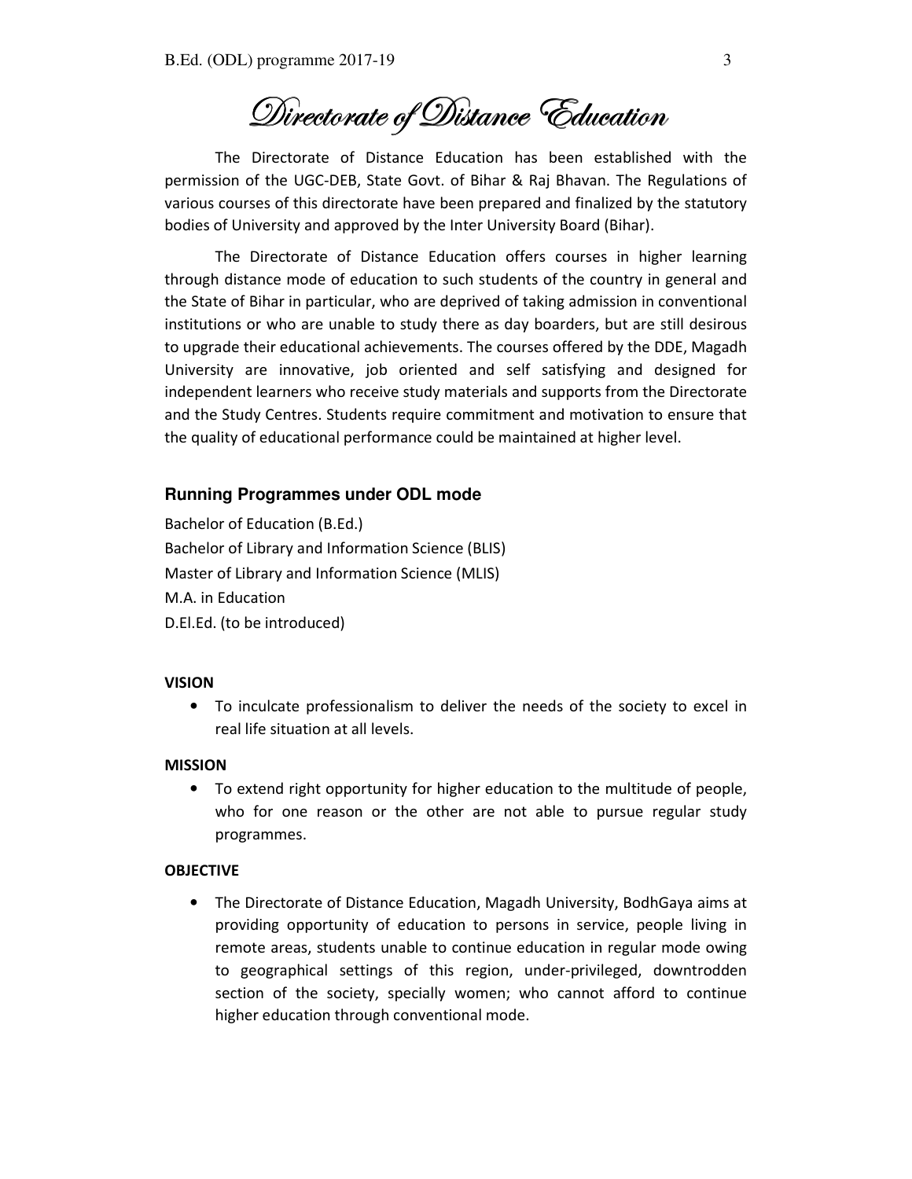// Directorate of Distance Education

The Directorate of Distance Education has been established with the permission of the UGC-DEB, State Govt. of Bihar & Raj Bhavan. The Regulations of various courses of this directorate have been prepared and finalized by the statutory bodies of University and approved by the Inter University Board (Bihar).

The Directorate of Distance Education offers courses in higher learning through distance mode of education to such students of the country in general and the State of Bihar in particular, who are deprived of taking admission in conventional institutions or who are unable to study there as day boarders, but are still desirous to upgrade their educational achievements. The courses offered by the DDE, Magadh University are innovative, job oriented and self satisfying and designed for independent learners who receive study materials and supports from the Directorate and the Study Centres. Students require commitment and motivation to ensure that the quality of educational performance could be maintained at higher level.

## Running Programmes under ODL mode

Bachelor of Education (B.Ed.)
Bachelor of Library and Information Science (BLIS)
Master of Library and Information Science (MLIS)
M.A. in Education
D.El.Ed. (to be introduced)

**VISION**

- To inculcate professionalism to deliver the needs of the society to excel in real life situation at all levels.

**MISSION**

- To extend right opportunity for higher education to the multitude of people, who for one reason or the other are not able to pursue regular study programmes.

**OBJECTIVE**

- The Directorate of Distance Education, Magadh University, BodhGaya aims at providing opportunity of education to persons in service, people living in remote areas, students unable to continue education in regular mode owing to geographical settings of this region, under-privileged, downtrodden section of the society, specially women; who cannot afford to continue higher education through conventional mode.

# Directorate of Distance Education

The Directorate of Distance Education has been established with the permission of the UGC-DEB, State Govt. of Bihar & Raj Bhavan. The Regulations of various courses of this directorate have been prepared and finalized by the statutory bodies of University and approved by the Inter University Board (Bihar).

The Directorate of Distance Education offers courses in higher learning through distance mode of education to such students of the country in general and the State of Bihar in particular, who are deprived of taking admission in conventional institutions or who are unable to study there as day boarders, but are still desirous to upgrade their educational achievements. The courses offered by the DDE, Magadh University are innovative, job oriented and self satisfying and designed for independent learners who receive study materials and supports from the Directorate and the Study Centres. Students require commitment and motivation to ensure that the quality of educational performance could be maintained at higher level.

## Running Programmes under ODL mode

Bachelor of Education (B.Ed.)
Bachelor of Library and Information Science (BLIS)
Master of Library and Information Science (MLIS)
M.A. in Education
D.El.Ed. (to be introduced)

**VISION**

- To inculcate professionalism to deliver the needs of the society to excel in real life situation at all levels.

**MISSION**

- To extend right opportunity for higher education to the multitude of people, who for one reason or the other are not able to pursue regular study programmes.

**OBJECTIVE**

- The Directorate of Distance Education, Magadh University, BodhGaya aims at providing opportunity of education to persons in service, people living in remote areas, students unable to continue education in regular mode owing to geographical settings of this region, under-privileged, downtrodden section of the society, specially women; who cannot afford to continue higher education through conventional mode.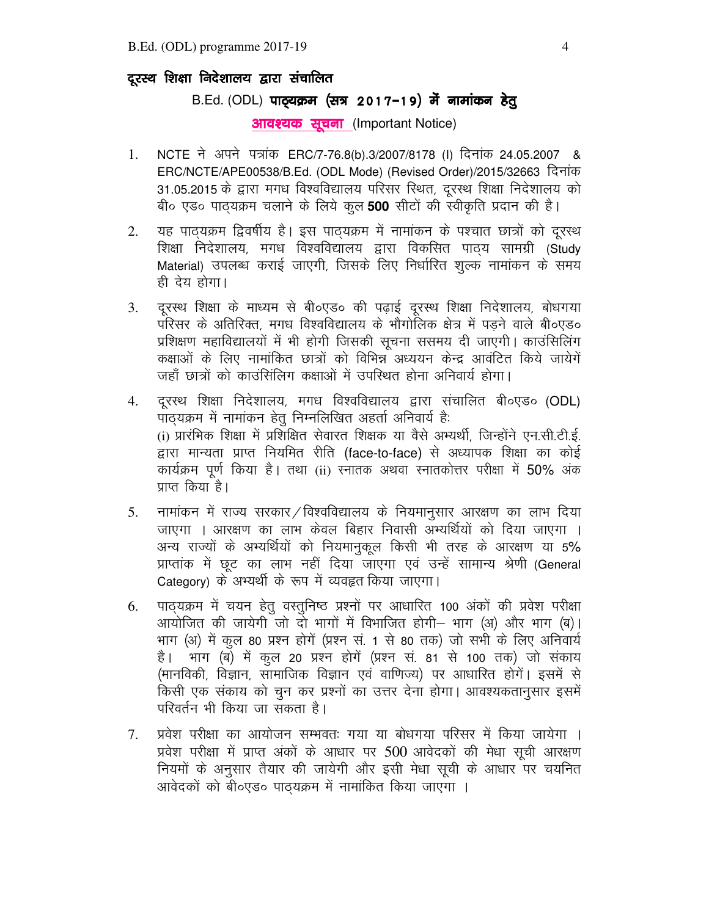## दूरस्थ शिक्षा निदेशालय द्वारा संचालित

## B.Ed. (ODL) पाठ्यक्रम (सत्र 2017-19) में नामांकन हेतु

**आवश्यक सूचना** (Important Notice)

1. NCTE ने अपने पत्रांक ERC/7-76.8(b).3/2007/8178 (I) दिनांक 24.05.2007 & ERC/NCTE/APE00538/B.Ed. (ODL Mode) (Revised Order)/2015/32663 दिनांक 31.05.2015 के द्वारा मगध विश्वविद्यालय परिसर स्थित, दूरस्थ शिक्षा निदेशालय को बी० एड० पाठ्यक्रम चलाने के लिये कुल **500** सीटों की स्वीकृति प्रदान की है।

2. यह पाठ्यक्रम द्विवर्षीय है। इस पाठ्यक्रम में नामांकन के पश्चात छात्रों को दूरस्थ शिक्षा निदेशालय, मगध विश्वविद्यालय द्वारा विकसित पाठ्य सामग्री (Study Material) उपलब्ध कराई जाएगी, जिसके लिए निर्धारित शुल्क नामांकन के समय ही देय होगा।

3. दूरस्थ शिक्षा के माध्यम से बी०एड० की पढ़ाई दूरस्थ शिक्षा निदेशालय, बोधगया परिसर के अतिरिक्त, मगध विश्वविद्यालय के भौगोलिक क्षेत्र में पड़ने वाले बी०एड० प्रशिक्षण महाविद्यालयों में भी होगी जिसकी सूचना ससमय दी जाएगी। काउंसिलिंग कक्षाओं के लिए नामांकित छात्रों को विभिन्न अध्ययन केन्द्र आवंटित किये जायेगें जहाँ छात्रों को काउंसिलिग कक्षाओं में उपस्थित होना अनिवार्य होगा।

4. दूरस्थ शिक्षा निदेशालय, मगध विश्वविद्यालय द्वारा संचालित बी०एड० (ODL) पाठ्यक्रम में नामांकन हेतु निम्नलिखित अहर्ता अनिवार्य हैः
(i) प्रारंभिक शिक्षा में प्रशिक्षित सेवारत शिक्षक या वैसे अभ्यर्थी, जिन्होंने एन.सी.टी.ई. द्वारा मान्यता प्राप्त नियमित रीति (face-to-face) से अध्यापक शिक्षा का कोई कार्यक्रम पूर्ण किया है। तथा (ii) स्नातक अथवा स्नातकोत्तर परीक्षा में 50% अंक प्राप्त किया है।

5. नामांकन में राज्य सरकार/विश्वविद्यालय के नियमानुसार आरक्षण का लाभ दिया जाएगा । आरक्षण का लाभ केवल बिहार निवासी अभ्यर्थियों को दिया जाएगा । अन्य राज्यों के अभ्यर्थियों को नियमानुकूल किसी भी तरह के आरक्षण या 5% प्राप्तांक में छूट का लाभ नहीं दिया जाएगा एवं उन्हें सामान्य श्रेणी (General Category) के अभ्यर्थी के रूप में व्यवहृत किया जाएगा।

6. पाठ्यक्रम में चयन हेतु वस्तुनिष्ठ प्रश्नों पर आधारित 100 अंकों की प्रवेश परीक्षा आयोजित की जायेगी जो दो भागों में विभाजित होगी– भाग (अ) और भाग (ब)। भाग (अ) में कुल 80 प्रश्न होगें (प्रश्न सं. 1 से 80 तक) जो सभी के लिए अनिवार्य है। भाग (ब) में कुल 20 प्रश्न होगें (प्रश्न सं. 81 से 100 तक) जो संकाय (मानविकी, विज्ञान, सामाजिक विज्ञान एवं वाणिज्य) पर आधारित होगें। इसमें से किसी एक संकाय को चुन कर प्रश्नों का उत्तर देना होगा। आवश्यकतानुसार इसमें परिवर्तन भी किया जा सकता है।

7. प्रवेश परीक्षा का आयोजन सम्भवतः गया या बोधगया परिसर में किया जायेगा । प्रवेश परीक्षा में प्राप्त अंकों के आधार पर 500 आवेदकों की मेधा सूची आरक्षण नियमों के अनुसार तैयार की जायेगी और इसी मेधा सूची के आधार पर चयनित आवेदकों को बी०एड० पाठ्यक्रम में नामांकित किया जाएगा ।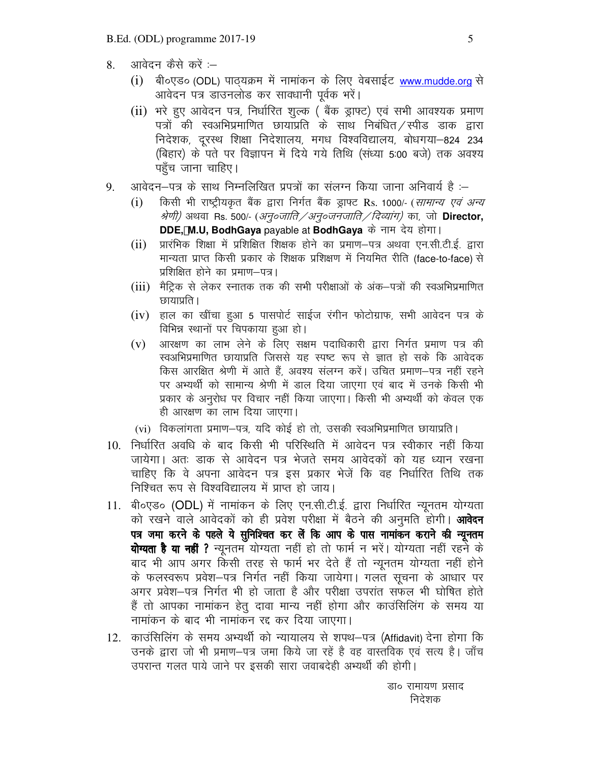8. आवेदन कैसे करें :–
   (i) बी०एड० (ODL) पाठ्यक्रम में नामांकन के लिए वेबसाईट www.mudde.org से आवेदन पत्र डाउनलोड कर सावधानी पूर्वक भरें।
   (ii) भरे हुए आवेदन पत्र, निर्धारित शुल्क ( बैंक ड्राफ्ट) एवं सभी आवश्यक प्रमाण पत्रों की स्वअभिप्रमाणित छायाप्रति के साथ निबंधित/स्पीड डाक द्वारा निदेशक, दूरस्थ शिक्षा निदेशालय, मगध विश्वविद्यालय, बोधगया–824 234 (बिहार) के पते पर विज्ञापन में दिये गये तिथि (संध्या 5:00 बजे) तक अवश्य पहुँच जाना चाहिए।
9. आवेदन–पत्र के साथ निम्नलिखित प्रपत्रों का संलग्न किया जाना अनिवार्य है :–
   (i) किसी भी राष्ट्रीयकृत बैंक द्वारा निर्गत बैंक ड्राफ्ट Rs. 1000/- (*सामान्य एवं अन्य श्रेणी)* अथवा Rs. 500/- (*अनु०जाति/अनु०जनजाति/दिव्यांग)* का, जो **Director, DDE, M.U, BodhGaya** payable at **BodhGaya** के नाम देय होगा।
   (ii) प्रारंभिक शिक्षा में प्रशिक्षित शिक्षक होने का प्रमाण–पत्र अथवा एन.सी.टी.ई. द्वारा मान्यता प्राप्त किसी प्रकार के शिक्षक प्रशिक्षण में नियमित रीति (face-to-face) से प्रशिक्षित होने का प्रमाण–पत्र।
   (iii) मैट्रिक से लेकर स्नातक तक की सभी परीक्षाओं के अंक–पत्रों की स्वअभिप्रमाणित छायाप्रति।
   (iv) हाल का खींचा हुआ 5 पासपोर्ट साईज रंगीन फोटोग्राफ, सभी आवेदन पत्र के विभिन्न स्थानों पर चिपकाया हुआ हो।
   (v) आरक्षण का लाभ लेने के लिए सक्षम पदाधिकारी द्वारा निर्गत प्रमाण पत्र की स्वअभिप्रमाणित छायाप्रति जिससे यह स्पष्ट रूप से ज्ञात हो सके कि आवेदक किस आरक्षित श्रेणी में आते हैं, अवश्य संलग्न करें। उचित प्रमाण–पत्र नहीं रहने पर अभ्यर्थी को सामान्य श्रेणी में डाल दिया जाएगा एवं बाद में उनके किसी भी प्रकार के अनुरोध पर विचार नहीं किया जाएगा। किसी भी अभ्यर्थी को केवल एक ही आरक्षण का लाभ दिया जाएगा।
   (vi) विकलांगता प्रमाण–पत्र, यदि कोई हो तो, उसकी स्वअभिप्रमाणित छायाप्रति।
10. निर्धारित अवधि के बाद किसी भी परिस्थिति में आवेदन पत्र स्वीकार नहीं किया जायेगा। अतः डाक से आवेदन पत्र भेजते समय आवेदकों को यह ध्यान रखना चाहिए कि वे अपना आवेदन पत्र इस प्रकार भेजें कि वह निर्धारित तिथि तक निश्चित रूप से विश्वविद्यालय में प्राप्त हो जाय।
11. बी०एड० (ODL) में नामांकन के लिए एन.सी.टी.ई. द्वारा निर्धारित न्यूनतम योग्यता को रखने वाले आवेदकों को ही प्रवेश परीक्षा में बैठने की अनुमति होगी। **आवेदन पत्र जमा करने के पहले ये सुनिश्चित कर लें कि आप के पास नामांकन कराने की न्यूनतम योग्यता है या नहीं ?** न्यूनतम योग्यता नहीं हो तो फार्म न भरें। योग्यता नहीं रहने के बाद भी आप अगर किसी तरह से फार्म भर देते हैं तो न्यूनतम योग्यता नहीं होने के फलस्वरूप प्रवेश–पत्र निर्गत नहीं किया जायेगा। गलत सूचना के आधार पर अगर प्रवेश–पत्र निर्गत भी हो जाता है और परीक्षा उपरांत सफल भी घोषित होते हैं तो आपका नामांकन हेतु दावा मान्य नहीं होगा और काउंसिलिंग के समय या नामांकन के बाद भी नामांकन रद्द कर दिया जाएगा।
12. काउंसिलिंग के समय अभ्यर्थी को न्यायालय से शपथ–पत्र (Affidavit) देना होगा कि उनके द्वारा जो भी प्रमाण–पत्र जमा किये जा रहें है वह वास्तविक एवं सत्य है। जाँच उपरान्त गलत पाये जाने पर इसकी सारा जवाबदेही अभ्यर्थी की होगी।

डा० रामायण प्रसाद
निदेशक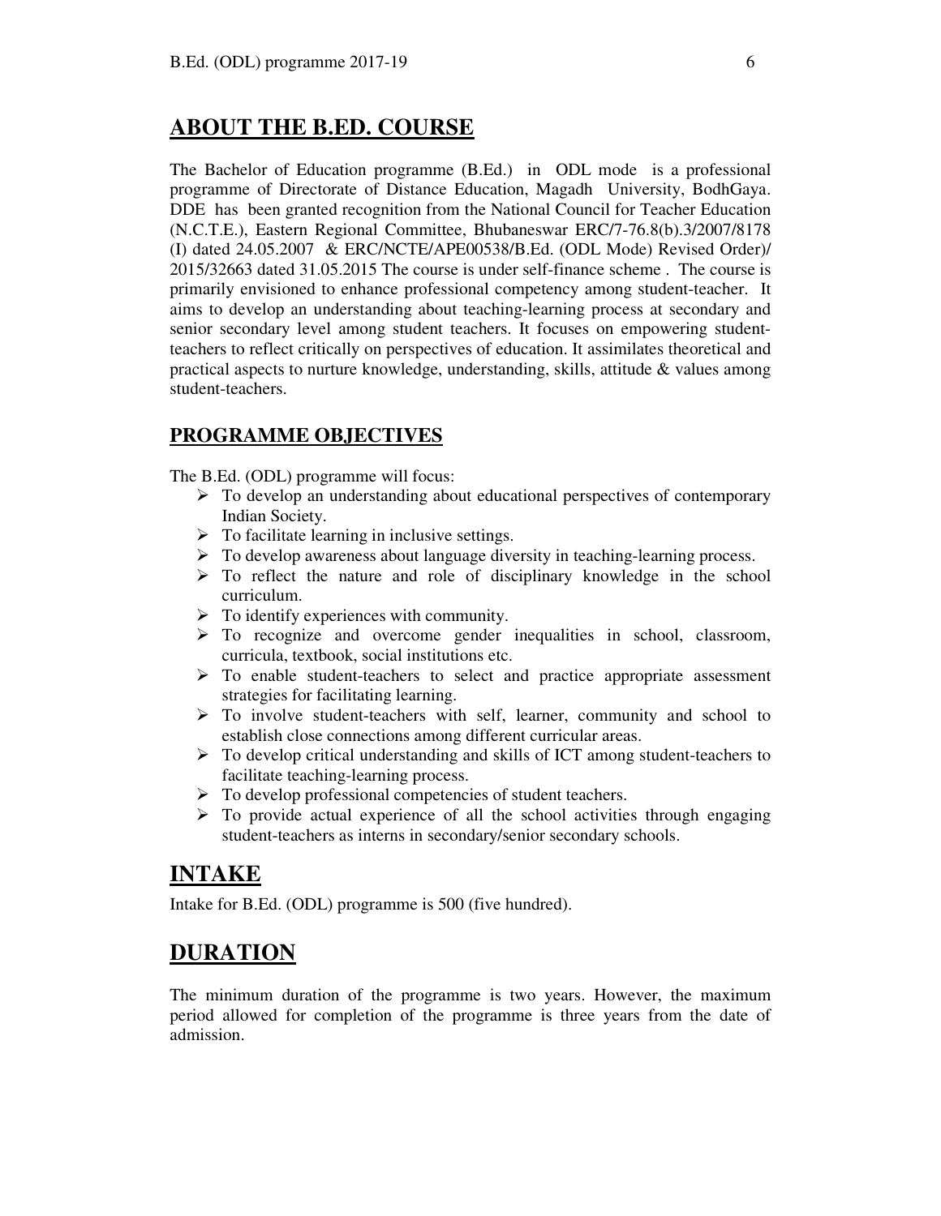## ABOUT THE B.ED. COURSE

The Bachelor of Education programme (B.Ed.) in ODL mode is a professional programme of Directorate of Distance Education, Magadh University, BodhGaya. DDE has been granted recognition from the National Council for Teacher Education (N.C.T.E.), Eastern Regional Committee, Bhubaneswar ERC/7-76.8(b).3/2007/8178 (I) dated 24.05.2007 & ERC/NCTE/APE00538/B.Ed. (ODL Mode) Revised Order)/ 2015/32663 dated 31.05.2015 The course is under self-finance scheme . The course is primarily envisioned to enhance professional competency among student-teacher. It aims to develop an understanding about teaching-learning process at secondary and senior secondary level among student teachers. It focuses on empowering student-teachers to reflect critically on perspectives of education. It assimilates theoretical and practical aspects to nurture knowledge, understanding, skills, attitude & values among student-teachers.

### PROGRAMME OBJECTIVES

The B.Ed. (ODL) programme will focus:

- To develop an understanding about educational perspectives of contemporary Indian Society.
- To facilitate learning in inclusive settings.
- To develop awareness about language diversity in teaching-learning process.
- To reflect the nature and role of disciplinary knowledge in the school curriculum.
- To identify experiences with community.
- To recognize and overcome gender inequalities in school, classroom, curricula, textbook, social institutions etc.
- To enable student-teachers to select and practice appropriate assessment strategies for facilitating learning.
- To involve student-teachers with self, learner, community and school to establish close connections among different curricular areas.
- To develop critical understanding and skills of ICT among student-teachers to facilitate teaching-learning process.
- To develop professional competencies of student teachers.
- To provide actual experience of all the school activities through engaging student-teachers as interns in secondary/senior secondary schools.

## INTAKE

Intake for B.Ed. (ODL) programme is 500 (five hundred).

## DURATION

The minimum duration of the programme is two years. However, the maximum period allowed for completion of the programme is three years from the date of admission.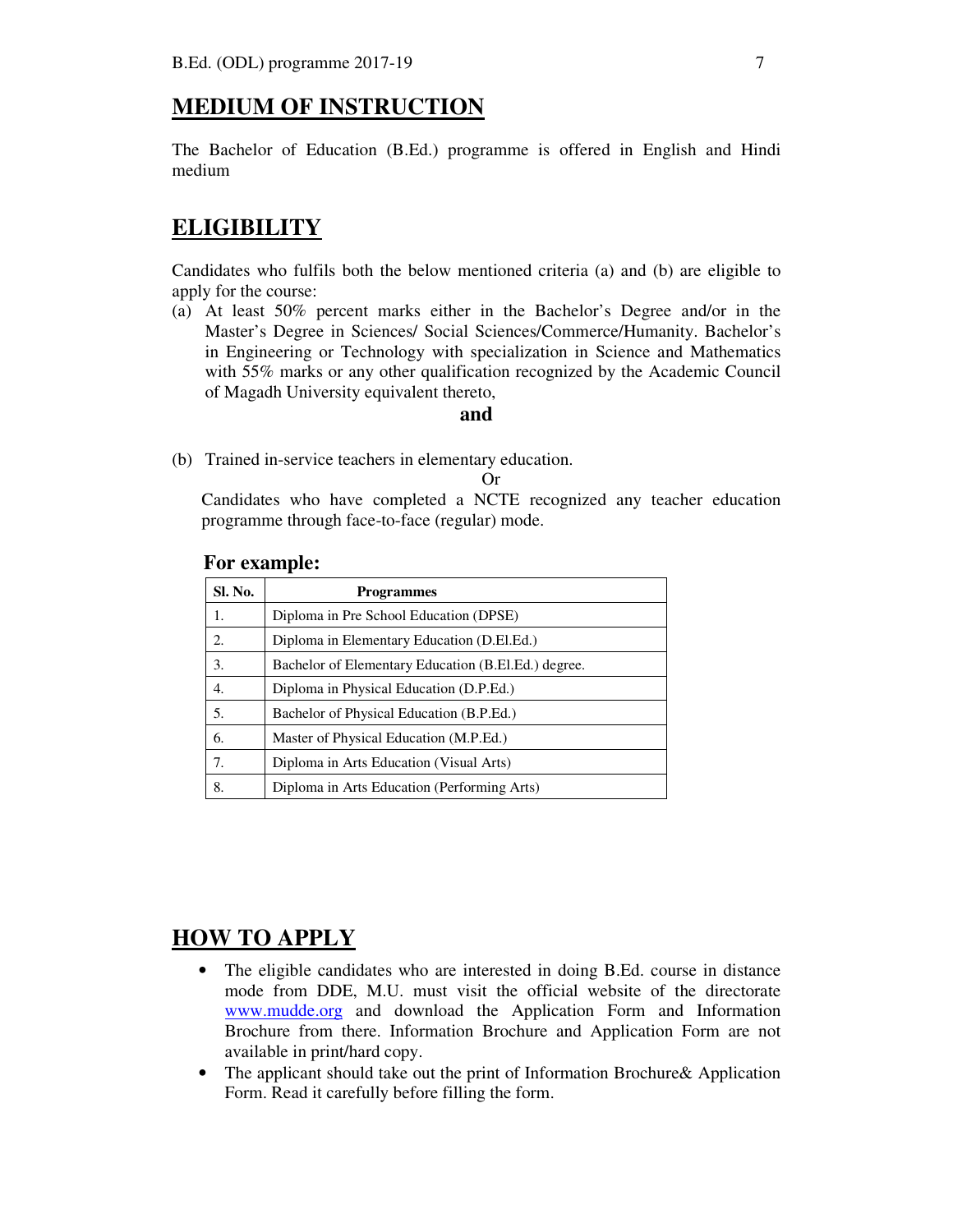## MEDIUM OF INSTRUCTION

The Bachelor of Education (B.Ed.) programme is offered in English and Hindi medium

## ELIGIBILITY

Candidates who fulfils both the below mentioned criteria (a) and (b) are eligible to apply for the course:

(a) At least 50% percent marks either in the Bachelor's Degree and/or in the Master's Degree in Sciences/ Social Sciences/Commerce/Humanity. Bachelor's in Engineering or Technology with specialization in Science and Mathematics with 55% marks or any other qualification recognized by the Academic Council of Magadh University equivalent thereto,

**and**

(b) Trained in-service teachers in elementary education.

Or

Candidates who have completed a NCTE recognized any teacher education programme through face-to-face (regular) mode.

**For example:**

| Sl. No. | Programmes |
|---|---|
| 1. | Diploma in Pre School Education (DPSE) |
| 2. | Diploma in Elementary Education (D.El.Ed.) |
| 3. | Bachelor of Elementary Education (B.El.Ed.) degree. |
| 4. | Diploma in Physical Education (D.P.Ed.) |
| 5. | Bachelor of Physical Education (B.P.Ed.) |
| 6. | Master of Physical Education (M.P.Ed.) |
| 7. | Diploma in Arts Education (Visual Arts) |
| 8. | Diploma in Arts Education (Performing Arts) |

## HOW TO APPLY

- The eligible candidates who are interested in doing B.Ed. course in distance mode from DDE, M.U. must visit the official website of the directorate www.mudde.org and download the Application Form and Information Brochure from there. Information Brochure and Application Form are not available in print/hard copy.
- The applicant should take out the print of Information Brochure& Application Form. Read it carefully before filling the form.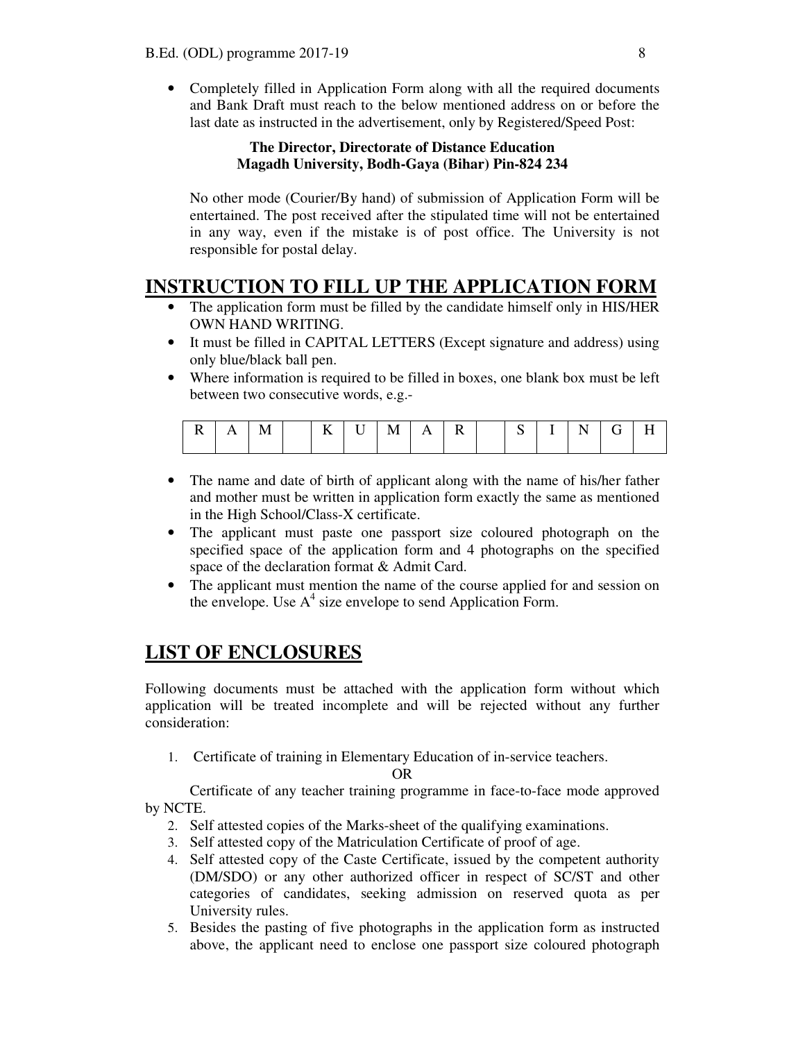- Completely filled in Application Form along with all the required documents and Bank Draft must reach to the below mentioned address on or before the last date as instructed in the advertisement, only by Registered/Speed Post:

  **The Director, Directorate of Distance Education**
  **Magadh University, Bodh-Gaya (Bihar) Pin-824 234**

  No other mode (Courier/By hand) of submission of Application Form will be entertained. The post received after the stipulated time will not be entertained in any way, even if the mistake is of post office. The University is not responsible for postal delay.

## INSTRUCTION TO FILL UP THE APPLICATION FORM

- The application form must be filled by the candidate himself only in HIS/HER OWN HAND WRITING.
- It must be filled in CAPITAL LETTERS (Except signature and address) using only blue/black ball pen.
- Where information is required to be filled in boxes, one blank box must be left between two consecutive words, e.g.-

| R | A | M |  | K | U | M | A | R |  | S | I | N | G | H |
|---|---|---|---|---|---|---|---|---|---|---|---|---|---|---|

- The name and date of birth of applicant along with the name of his/her father and mother must be written in application form exactly the same as mentioned in the High School/Class-X certificate.
- The applicant must paste one passport size coloured photograph on the specified space of the application form and 4 photographs on the specified space of the declaration format & Admit Card.
- The applicant must mention the name of the course applied for and session on the envelope. Use $A^4$ size envelope to send Application Form.

## LIST OF ENCLOSURES

Following documents must be attached with the application form without which application will be treated incomplete and will be rejected without any further consideration:

1. Certificate of training in Elementary Education of in-service teachers.

   OR

   Certificate of any teacher training programme in face-to-face mode approved by NCTE.
2. Self attested copies of the Marks-sheet of the qualifying examinations.
3. Self attested copy of the Matriculation Certificate of proof of age.
4. Self attested copy of the Caste Certificate, issued by the competent authority (DM/SDO) or any other authorized officer in respect of SC/ST and other categories of candidates, seeking admission on reserved quota as per University rules.
5. Besides the pasting of five photographs in the application form as instructed above, the applicant need to enclose one passport size coloured photograph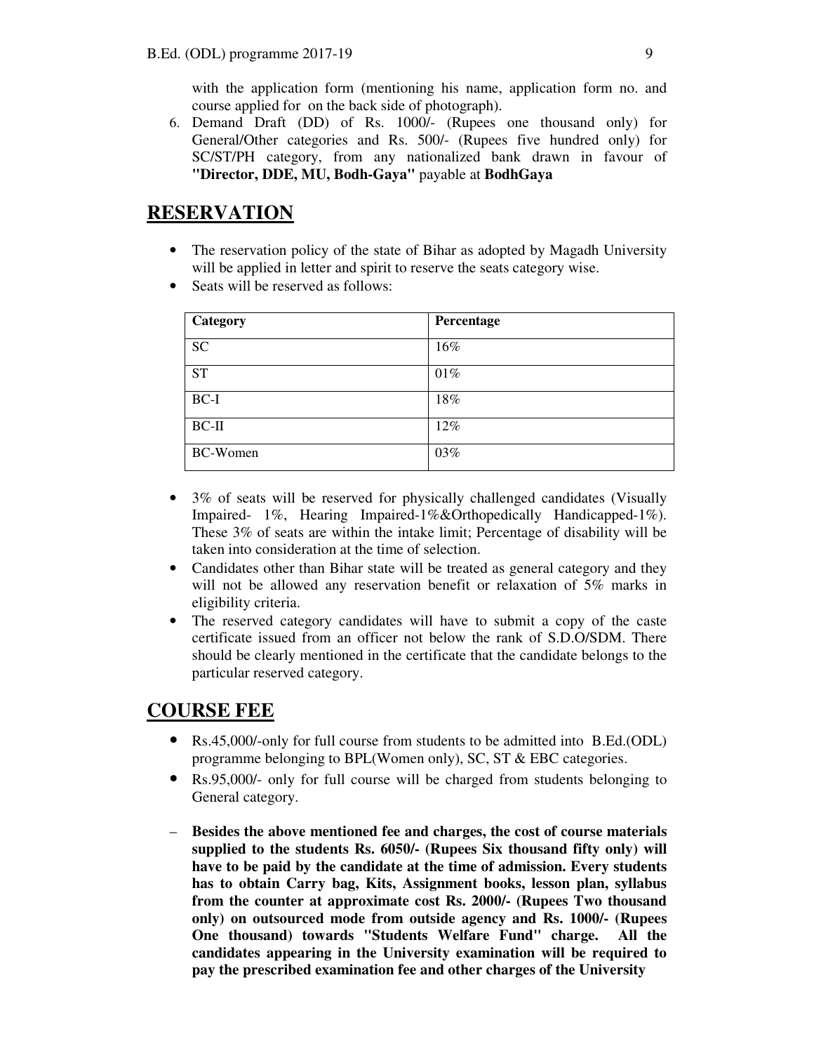with the application form (mentioning his name, application form no. and course applied for on the back side of photograph).

6. Demand Draft (DD) of Rs. 1000/- (Rupees one thousand only) for General/Other categories and Rs. 500/- (Rupees five hundred only) for SC/ST/PH category, from any nationalized bank drawn in favour of **"Director, DDE, MU, Bodh-Gaya"** payable at **BodhGaya**

## RESERVATION

- The reservation policy of the state of Bihar as adopted by Magadh University will be applied in letter and spirit to reserve the seats category wise.
- Seats will be reserved as follows:

| Category | Percentage |
|---|---|
| SC | 16% |
| ST | 01% |
| BC-I | 18% |
| BC-II | 12% |
| BC-Women | 03% |

- 3% of seats will be reserved for physically challenged candidates (Visually Impaired- 1%, Hearing Impaired-1%&Orthopedically Handicapped-1%). These 3% of seats are within the intake limit; Percentage of disability will be taken into consideration at the time of selection.
- Candidates other than Bihar state will be treated as general category and they will not be allowed any reservation benefit or relaxation of 5% marks in eligibility criteria.
- The reserved category candidates will have to submit a copy of the caste certificate issued from an officer not below the rank of S.D.O/SDM. There should be clearly mentioned in the certificate that the candidate belongs to the particular reserved category.

## COURSE FEE

- Rs.45,000/-only for full course from students to be admitted into B.Ed.(ODL) programme belonging to BPL(Women only), SC, ST & EBC categories.
- Rs.95,000/- only for full course will be charged from students belonging to General category.

– **Besides the above mentioned fee and charges, the cost of course materials supplied to the students Rs. 6050/- (Rupees Six thousand fifty only) will have to be paid by the candidate at the time of admission. Every students has to obtain Carry bag, Kits, Assignment books, lesson plan, syllabus from the counter at approximate cost Rs. 2000/- (Rupees Two thousand only) on outsourced mode from outside agency and Rs. 1000/- (Rupees One thousand) towards "Students Welfare Fund" charge. All the candidates appearing in the University examination will be required to pay the prescribed examination fee and other charges of the University**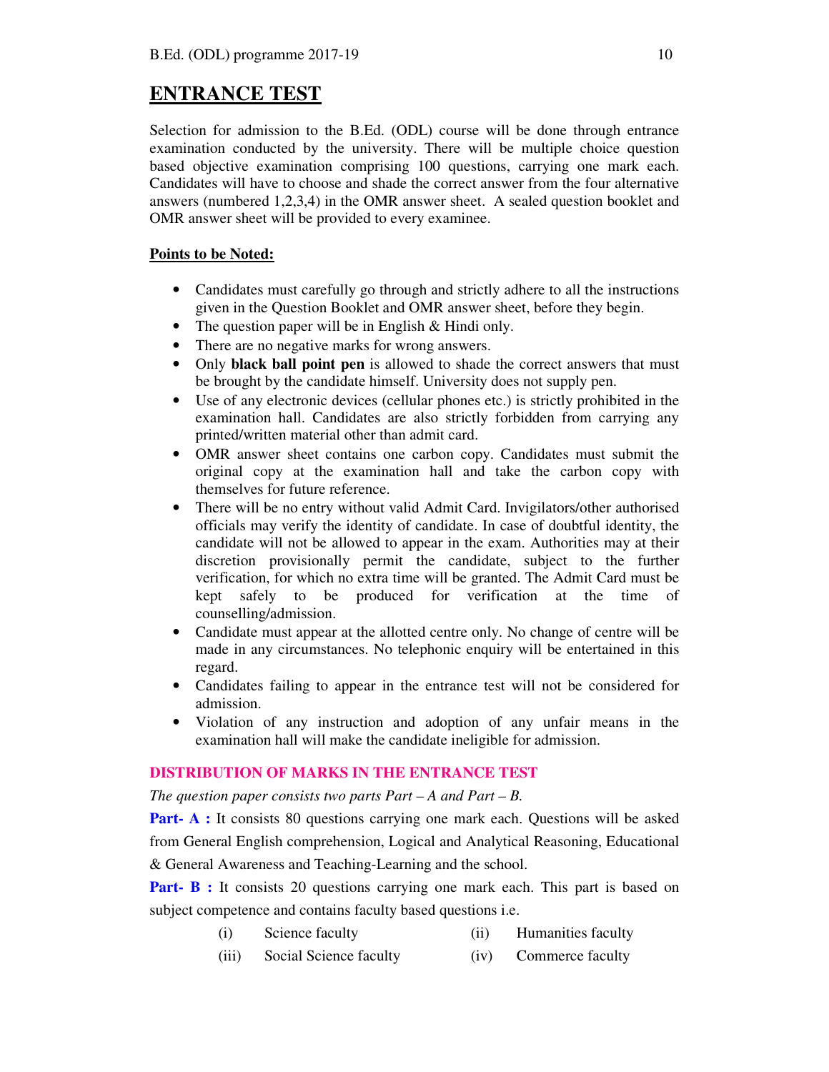## ENTRANCE TEST

Selection for admission to the B.Ed. (ODL) course will be done through entrance examination conducted by the university. There will be multiple choice question based objective examination comprising 100 questions, carrying one mark each. Candidates will have to choose and shade the correct answer from the four alternative answers (numbered 1,2,3,4) in the OMR answer sheet. A sealed question booklet and OMR answer sheet will be provided to every examinee.

**Points to be Noted:**

- Candidates must carefully go through and strictly adhere to all the instructions given in the Question Booklet and OMR answer sheet, before they begin.
- The question paper will be in English & Hindi only.
- There are no negative marks for wrong answers.
- Only **black ball point pen** is allowed to shade the correct answers that must be brought by the candidate himself. University does not supply pen.
- Use of any electronic devices (cellular phones etc.) is strictly prohibited in the examination hall. Candidates are also strictly forbidden from carrying any printed/written material other than admit card.
- OMR answer sheet contains one carbon copy. Candidates must submit the original copy at the examination hall and take the carbon copy with themselves for future reference.
- There will be no entry without valid Admit Card. Invigilators/other authorised officials may verify the identity of candidate. In case of doubtful identity, the candidate will not be allowed to appear in the exam. Authorities may at their discretion provisionally permit the candidate, subject to the further verification, for which no extra time will be granted. The Admit Card must be kept safely to be produced for verification at the time of counselling/admission.
- Candidate must appear at the allotted centre only. No change of centre will be made in any circumstances. No telephonic enquiry will be entertained in this regard.
- Candidates failing to appear in the entrance test will not be considered for admission.
- Violation of any instruction and adoption of any unfair means in the examination hall will make the candidate ineligible for admission.

### DISTRIBUTION OF MARKS IN THE ENTRANCE TEST

*The question paper consists two parts Part – A and Part – B.*

**Part- A :** It consists 80 questions carrying one mark each. Questions will be asked from General English comprehension, Logical and Analytical Reasoning, Educational & General Awareness and Teaching-Learning and the school.

**Part- B :** It consists 20 questions carrying one mark each. This part is based on subject competence and contains faculty based questions i.e.

(i) Science faculty
(ii) Humanities faculty
(iii) Social Science faculty
(iv) Commerce faculty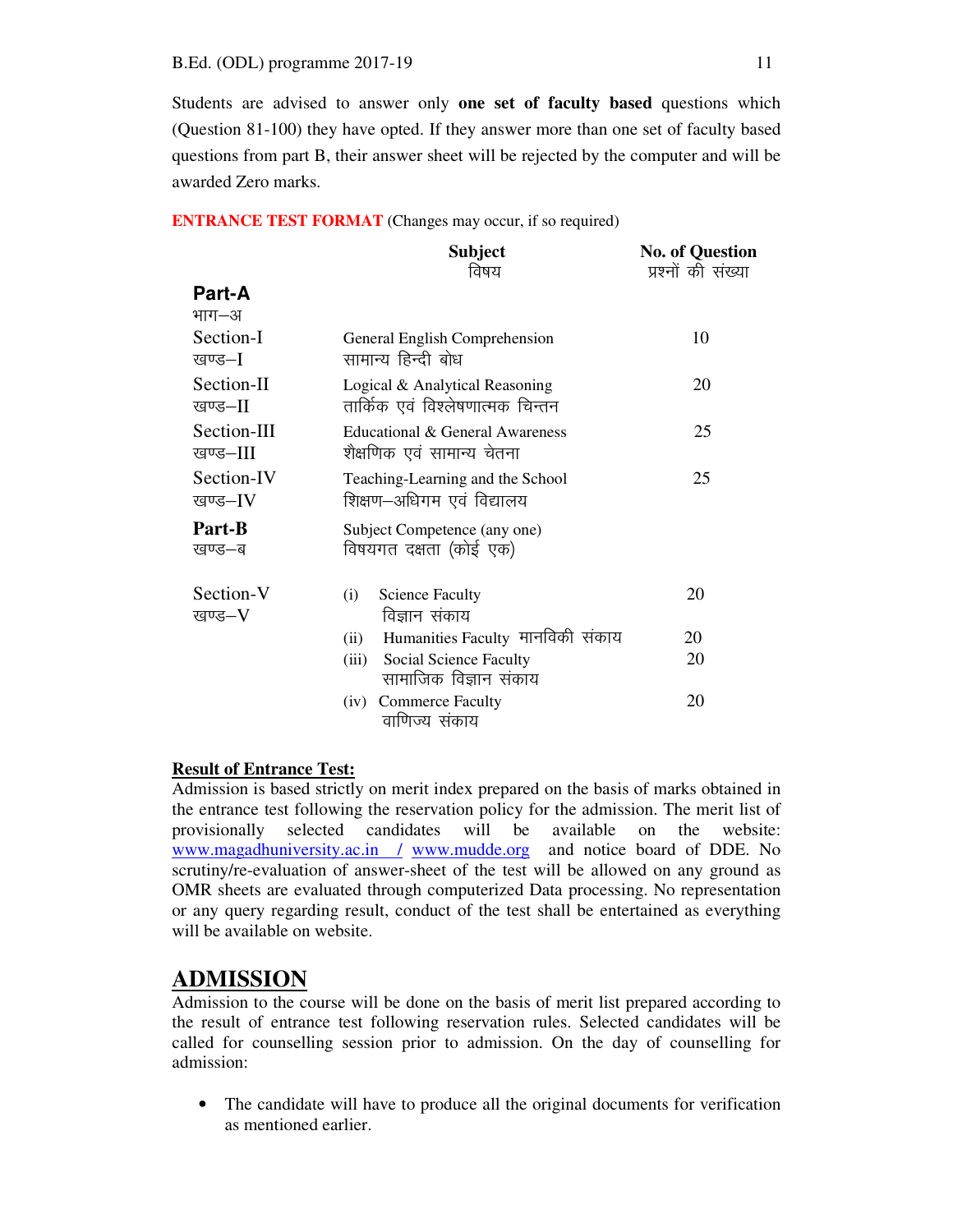Students are advised to answer only **one set of faculty based** questions which (Question 81-100) they have opted. If they answer more than one set of faculty based questions from part B, their answer sheet will be rejected by the computer and will be awarded Zero marks.

**ENTRANCE TEST FORMAT** (Changes may occur, if so required)

| | Subject<br>विषय | No. of Question<br>प्रश्नों की संख्या |
|---|---|---|
| **Part-A**<br>भाग–अ | | |
| Section-I<br>खण्ड–I | General English Comprehension<br>सामान्य हिन्दी बोध | 10 |
| Section-II<br>खण्ड–II | Logical & Analytical Reasoning<br>तार्किक एवं विश्लेषणात्मक चिन्तन | 20 |
| Section-III<br>खण्ड–III | Educational & General Awareness<br>शैक्षणिक एवं सामान्य चेतना | 25 |
| Section-IV<br>खण्ड–IV | Teaching-Learning and the School<br>शिक्षण–अधिगम एवं विद्यालय | 25 |
| **Part-B**<br>खण्ड–ब | Subject Competence (any one)<br>विषयगत दक्षता (कोई एक) | |
| Section-V<br>खण्ड–V | (i) Science Faculty<br>विज्ञान संकाय | 20 |
| | (ii) Humanities Faculty मानविकी संकाय | 20 |
| | (iii) Social Science Faculty<br>सामाजिक विज्ञान संकाय | 20 |
| | (iv) Commerce Faculty<br>वाणिज्य संकाय | 20 |

**Result of Entrance Test:**

Admission is based strictly on merit index prepared on the basis of marks obtained in the entrance test following the reservation policy for the admission. The merit list of provisionally selected candidates will be available on the website: www.magadhuniversity.ac.in / www.mudde.org and notice board of DDE. No scrutiny/re-evaluation of answer-sheet of the test will be allowed on any ground as OMR sheets are evaluated through computerized Data processing. No representation or any query regarding result, conduct of the test shall be entertained as everything will be available on website.

## ADMISSION

Admission to the course will be done on the basis of merit list prepared according to the result of entrance test following reservation rules. Selected candidates will be called for counselling session prior to admission. On the day of counselling for admission:

- The candidate will have to produce all the original documents for verification as mentioned earlier.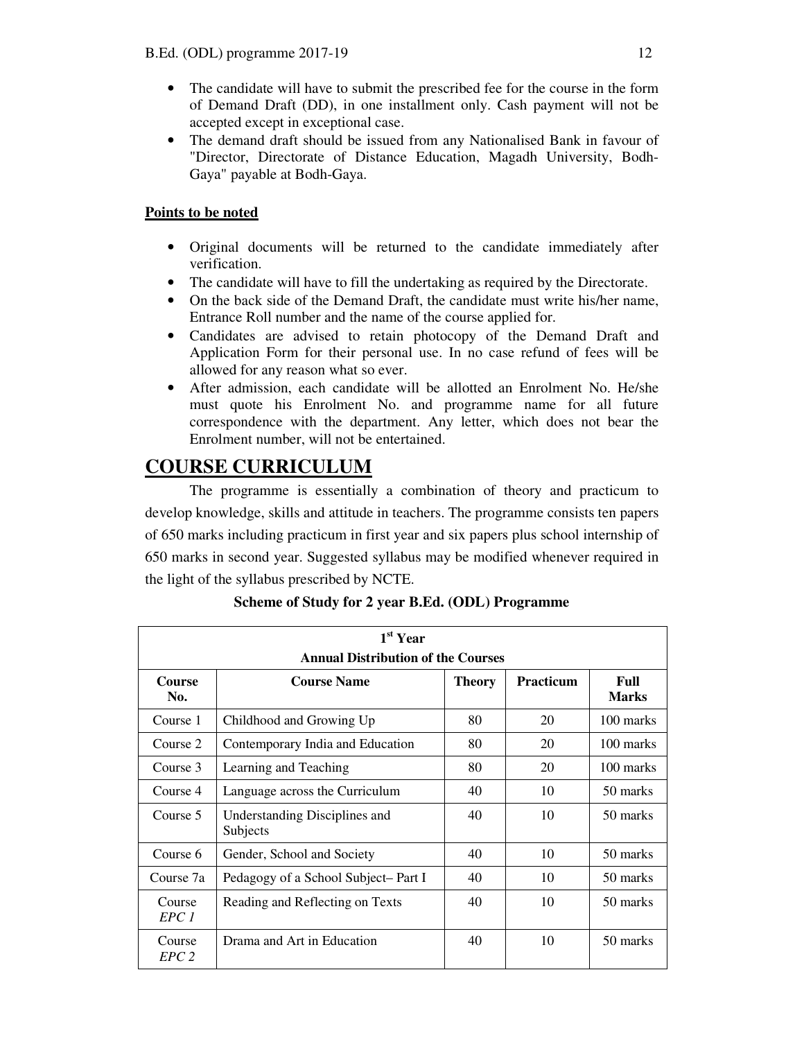- The candidate will have to submit the prescribed fee for the course in the form of Demand Draft (DD), in one installment only. Cash payment will not be accepted except in exceptional case.
- The demand draft should be issued from any Nationalised Bank in favour of "Director, Directorate of Distance Education, Magadh University, Bodh-Gaya" payable at Bodh-Gaya.

**Points to be noted**

- Original documents will be returned to the candidate immediately after verification.
- The candidate will have to fill the undertaking as required by the Directorate.
- On the back side of the Demand Draft, the candidate must write his/her name, Entrance Roll number and the name of the course applied for.
- Candidates are advised to retain photocopy of the Demand Draft and Application Form for their personal use. In no case refund of fees will be allowed for any reason what so ever.
- After admission, each candidate will be allotted an Enrolment No. He/she must quote his Enrolment No. and programme name for all future correspondence with the department. Any letter, which does not bear the Enrolment number, will not be entertained.

# COURSE CURRICULUM

The programme is essentially a combination of theory and practicum to develop knowledge, skills and attitude in teachers. The programme consists ten papers of 650 marks including practicum in first year and six papers plus school internship of 650 marks in second year. Suggested syllabus may be modified whenever required in the light of the syllabus prescribed by NCTE.

**Scheme of Study for 2 year B.Ed. (ODL) Programme**

| 1st Year Annual Distribution of the Courses | | | | |
|---|---|---|---|---|
| **Course No.** | **Course Name** | **Theory** | **Practicum** | **Full Marks** |
| Course 1 | Childhood and Growing Up | 80 | 20 | 100 marks |
| Course 2 | Contemporary India and Education | 80 | 20 | 100 marks |
| Course 3 | Learning and Teaching | 80 | 20 | 100 marks |
| Course 4 | Language across the Curriculum | 40 | 10 | 50 marks |
| Course 5 | Understanding Disciplines and Subjects | 40 | 10 | 50 marks |
| Course 6 | Gender, School and Society | 40 | 10 | 50 marks |
| Course 7a | Pedagogy of a School Subject– Part I | 40 | 10 | 50 marks |
| Course *EPC 1* | Reading and Reflecting on Texts | 40 | 10 | 50 marks |
| Course *EPC 2* | Drama and Art in Education | 40 | 10 | 50 marks |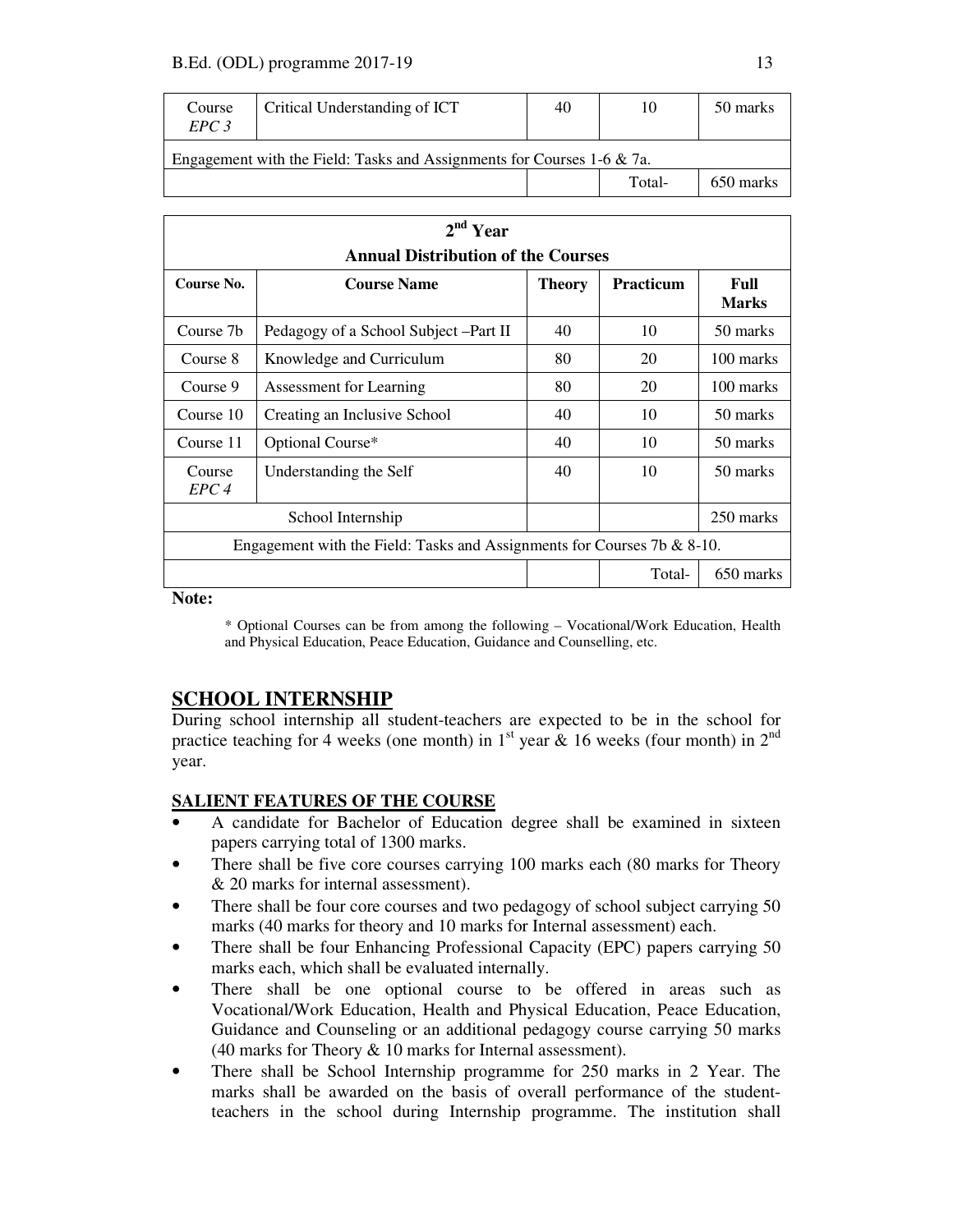| | | | | |
|---|---|---|---|---|
| Course *EPC 3* | Critical Understanding of ICT | 40 | 10 | 50 marks |
| Engagement with the Field: Tasks and Assignments for Courses 1-6 & 7a. | | | | |
| | | | Total- | 650 marks |

| 2nd Year Annual Distribution of the Courses | | | | |
|---|---|---|---|---|
| **Course No.** | **Course Name** | **Theory** | **Practicum** | **Full Marks** |
| Course 7b | Pedagogy of a School Subject –Part II | 40 | 10 | 50 marks |
| Course 8 | Knowledge and Curriculum | 80 | 20 | 100 marks |
| Course 9 | Assessment for Learning | 80 | 20 | 100 marks |
| Course 10 | Creating an Inclusive School | 40 | 10 | 50 marks |
| Course 11 | Optional Course* | 40 | 10 | 50 marks |
| Course *EPC 4* | Understanding the Self | 40 | 10 | 50 marks |
| School Internship | | | | 250 marks |
| Engagement with the Field: Tasks and Assignments for Courses 7b & 8-10. | | | | |
| | | | Total- | 650 marks |

**Note:**

\* Optional Courses can be from among the following – Vocational/Work Education, Health and Physical Education, Peace Education, Guidance and Counselling, etc.

## SCHOOL INTERNSHIP

During school internship all student-teachers are expected to be in the school for practice teaching for 4 weeks (one month) in 1st year & 16 weeks (four month) in 2nd year.

### SALIENT FEATURES OF THE COURSE

- A candidate for Bachelor of Education degree shall be examined in sixteen papers carrying total of 1300 marks.
- There shall be five core courses carrying 100 marks each (80 marks for Theory & 20 marks for internal assessment).
- There shall be four core courses and two pedagogy of school subject carrying 50 marks (40 marks for theory and 10 marks for Internal assessment) each.
- There shall be four Enhancing Professional Capacity (EPC) papers carrying 50 marks each, which shall be evaluated internally.
- There shall be one optional course to be offered in areas such as Vocational/Work Education, Health and Physical Education, Peace Education, Guidance and Counseling or an additional pedagogy course carrying 50 marks (40 marks for Theory & 10 marks for Internal assessment).
- There shall be School Internship programme for 250 marks in 2 Year. The marks shall be awarded on the basis of overall performance of the student-teachers in the school during Internship programme. The institution shall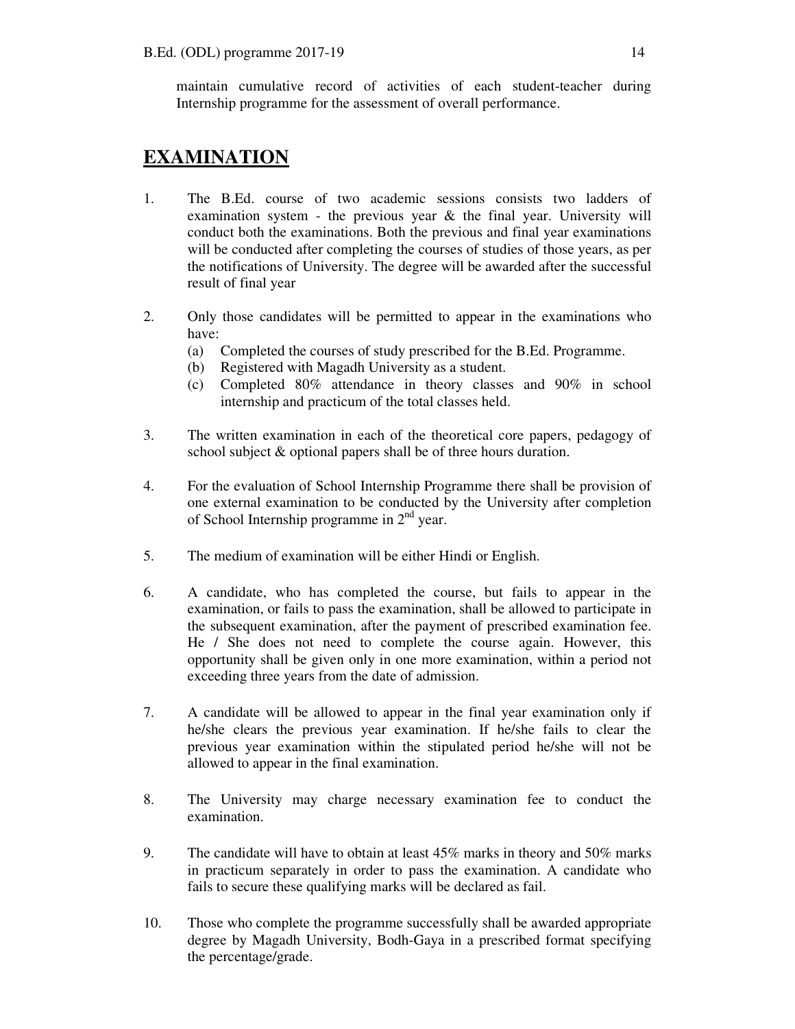maintain cumulative record of activities of each student-teacher during Internship programme for the assessment of overall performance.

# EXAMINATION

1. The B.Ed. course of two academic sessions consists two ladders of examination system - the previous year & the final year. University will conduct both the examinations. Both the previous and final year examinations will be conducted after completing the courses of studies of those years, as per the notifications of University. The degree will be awarded after the successful result of final year

2. Only those candidates will be permitted to appear in the examinations who have:
   (a) Completed the courses of study prescribed for the B.Ed. Programme.
   (b) Registered with Magadh University as a student.
   (c) Completed 80% attendance in theory classes and 90% in school internship and practicum of the total classes held.

3. The written examination in each of the theoretical core papers, pedagogy of school subject & optional papers shall be of three hours duration.

4. For the evaluation of School Internship Programme there shall be provision of one external examination to be conducted by the University after completion of School Internship programme in 2nd year.

5. The medium of examination will be either Hindi or English.

6. A candidate, who has completed the course, but fails to appear in the examination, or fails to pass the examination, shall be allowed to participate in the subsequent examination, after the payment of prescribed examination fee. He / She does not need to complete the course again. However, this opportunity shall be given only in one more examination, within a period not exceeding three years from the date of admission.

7. A candidate will be allowed to appear in the final year examination only if he/she clears the previous year examination. If he/she fails to clear the previous year examination within the stipulated period he/she will not be allowed to appear in the final examination.

8. The University may charge necessary examination fee to conduct the examination.

9. The candidate will have to obtain at least 45% marks in theory and 50% marks in practicum separately in order to pass the examination. A candidate who fails to secure these qualifying marks will be declared as fail.

10. Those who complete the programme successfully shall be awarded appropriate degree by Magadh University, Bodh-Gaya in a prescribed format specifying the percentage/grade.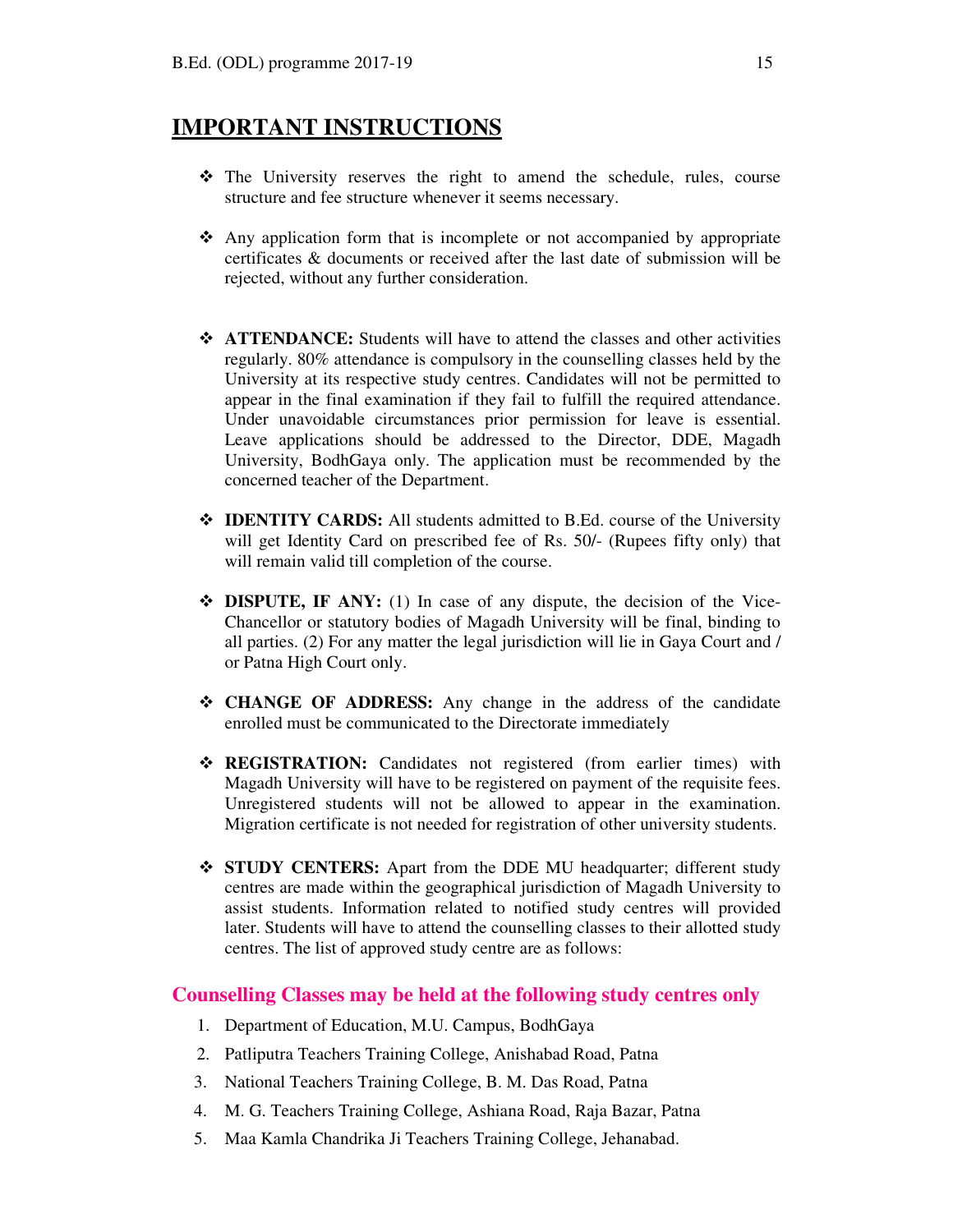## IMPORTANT INSTRUCTIONS

- The University reserves the right to amend the schedule, rules, course structure and fee structure whenever it seems necessary.

- Any application form that is incomplete or not accompanied by appropriate certificates & documents or received after the last date of submission will be rejected, without any further consideration.

- **ATTENDANCE:** Students will have to attend the classes and other activities regularly. 80% attendance is compulsory in the counselling classes held by the University at its respective study centres. Candidates will not be permitted to appear in the final examination if they fail to fulfill the required attendance. Under unavoidable circumstances prior permission for leave is essential. Leave applications should be addressed to the Director, DDE, Magadh University, BodhGaya only. The application must be recommended by the concerned teacher of the Department.

- **IDENTITY CARDS:** All students admitted to B.Ed. course of the University will get Identity Card on prescribed fee of Rs. 50/- (Rupees fifty only) that will remain valid till completion of the course.

- **DISPUTE, IF ANY:** (1) In case of any dispute, the decision of the Vice-Chancellor or statutory bodies of Magadh University will be final, binding to all parties. (2) For any matter the legal jurisdiction will lie in Gaya Court and / or Patna High Court only.

- **CHANGE OF ADDRESS:** Any change in the address of the candidate enrolled must be communicated to the Directorate immediately

- **REGISTRATION:** Candidates not registered (from earlier times) with Magadh University will have to be registered on payment of the requisite fees. Unregistered students will not be allowed to appear in the examination. Migration certificate is not needed for registration of other university students.

- **STUDY CENTERS:** Apart from the DDE MU headquarter; different study centres are made within the geographical jurisdiction of Magadh University to assist students. Information related to notified study centres will provided later. Students will have to attend the counselling classes to their allotted study centres. The list of approved study centre are as follows:

### Counselling Classes may be held at the following study centres only

1. Department of Education, M.U. Campus, BodhGaya
2. Patliputra Teachers Training College, Anishabad Road, Patna
3. National Teachers Training College, B. M. Das Road, Patna
4. M. G. Teachers Training College, Ashiana Road, Raja Bazar, Patna
5. Maa Kamla Chandrika Ji Teachers Training College, Jehanabad.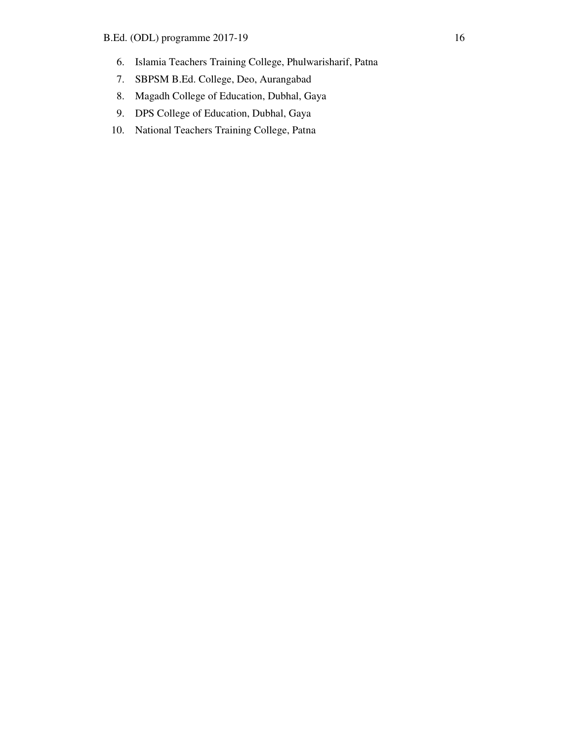6. Islamia Teachers Training College, Phulwarisharif, Patna
7. SBPSM B.Ed. College, Deo, Aurangabad
8. Magadh College of Education, Dubhal, Gaya
9. DPS College of Education, Dubhal, Gaya
10. National Teachers Training College, Patna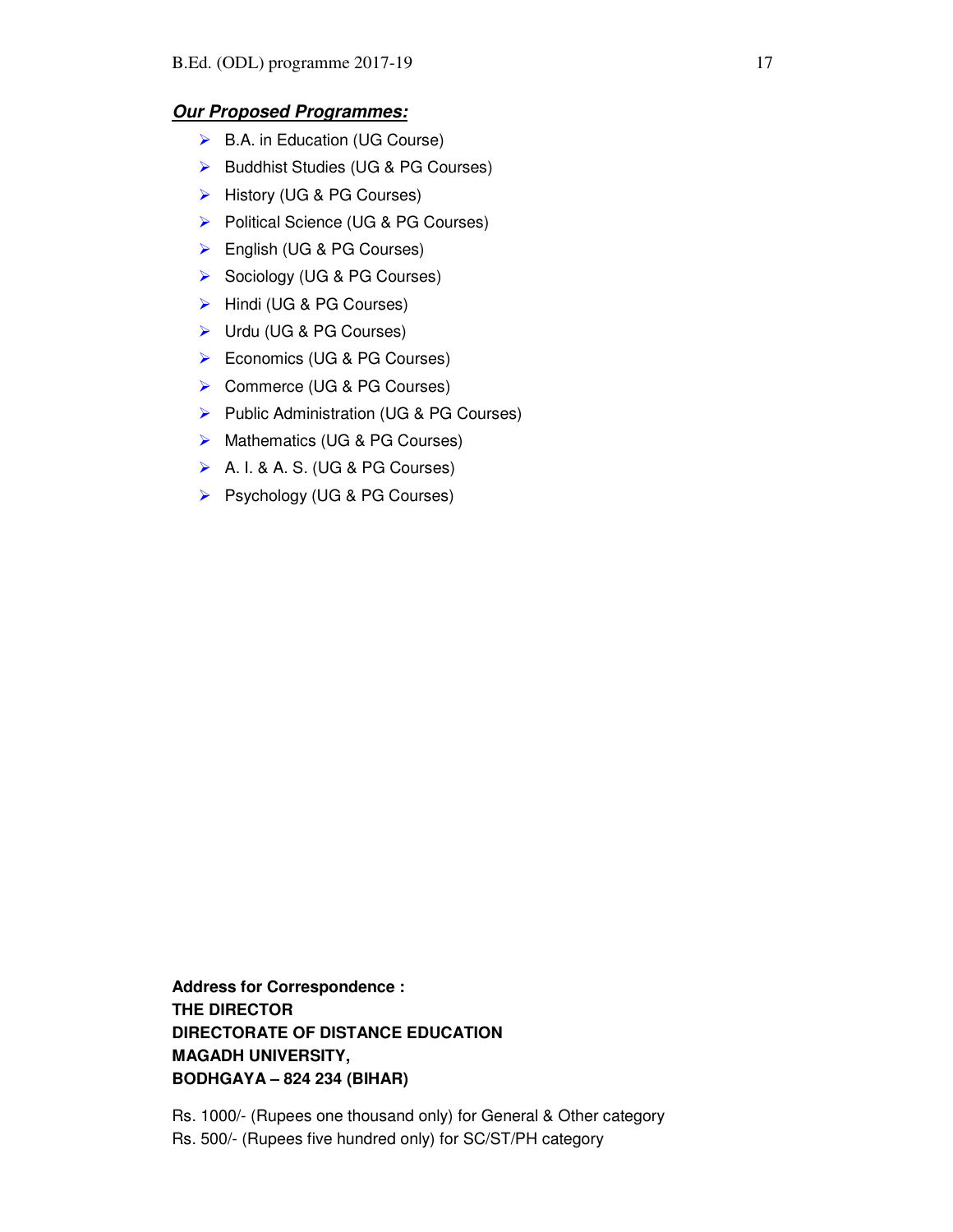***Our Proposed Programmes:***

- B.A. in Education (UG Course)
- Buddhist Studies (UG & PG Courses)
- History (UG & PG Courses)
- Political Science (UG & PG Courses)
- English (UG & PG Courses)
- Sociology (UG & PG Courses)
- Hindi (UG & PG Courses)
- Urdu (UG & PG Courses)
- Economics (UG & PG Courses)
- Commerce (UG & PG Courses)
- Public Administration (UG & PG Courses)
- Mathematics (UG & PG Courses)
- A. I. & A. S. (UG & PG Courses)
- Psychology (UG & PG Courses)

**Address for Correspondence :**
**THE DIRECTOR**
**DIRECTORATE OF DISTANCE EDUCATION**
**MAGADH UNIVERSITY,**
**BODHGAYA – 824 234 (BIHAR)**

Rs. 1000/- (Rupees one thousand only) for General & Other category
Rs. 500/- (Rupees five hundred only) for SC/ST/PH category